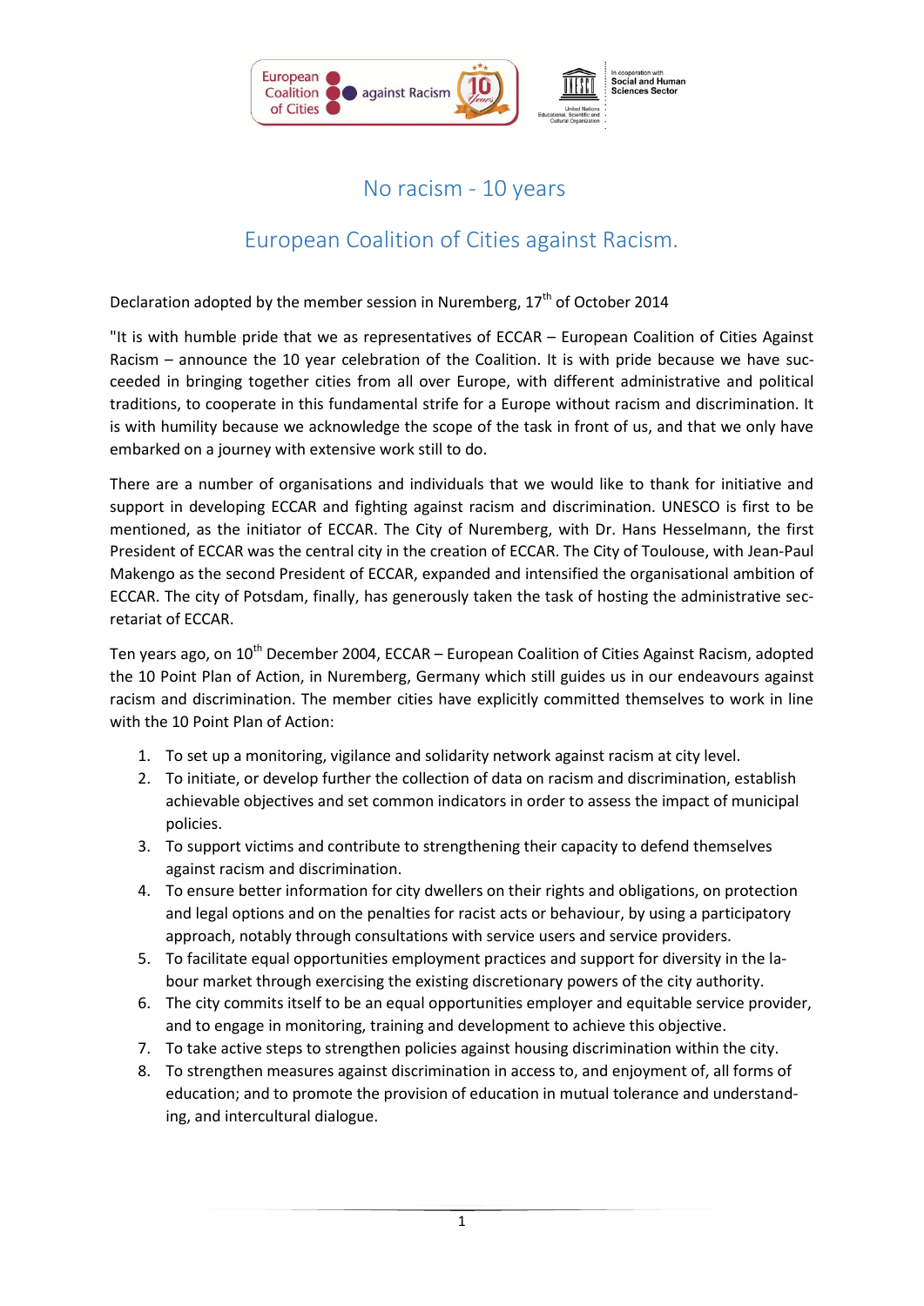# No racism - 10 years

## European Coalition of Cities against Racism.

Declaration adopted by the member session in Nuremberg, 17th of October 2014

"It is with humble pride that we as representatives of ECCAR – European Coalition of Cities Against Racism – announce the 10 year celebration of the Coalition. It is with pride because we have succeeded in bringing together cities from all over Europe, with different administrative and political traditions, to cooperate in this fundamental strife for a Europe without racism and discrimination. It is with humility because we acknowledge the scope of the task in front of us, and that we only have embarked on a journey with extensive work still to do.

There are a number of organisations and individuals that we would like to thank for initiative and support in developing ECCAR and fighting against racism and discrimination. UNESCO is first to be mentioned, as the initiator of ECCAR. The City of Nuremberg, with Dr. Hans Hesselmann, the first President of ECCAR was the central city in the creation of ECCAR. The City of Toulouse, with Jean-Paul Makengo as the second President of ECCAR, expanded and intensified the organisational ambition of ECCAR. The city of Potsdam, finally, has generously taken the task of hosting the administrative secretariat of ECCAR.

Ten years ago, on 10th December 2004, ECCAR – European Coalition of Cities Against Racism, adopted the 10 Point Plan of Action, in Nuremberg, Germany which still guides us in our endeavours against racism and discrimination. The member cities have explicitly committed themselves to work in line with the 10 Point Plan of Action:

1. To set up a monitoring, vigilance and solidarity network against racism at city level.
2. To initiate, or develop further the collection of data on racism and discrimination, establish achievable objectives and set common indicators in order to assess the impact of municipal policies.
3. To support victims and contribute to strengthening their capacity to defend themselves against racism and discrimination.
4. To ensure better information for city dwellers on their rights and obligations, on protection and legal options and on the penalties for racist acts or behaviour, by using a participatory approach, notably through consultations with service users and service providers.
5. To facilitate equal opportunities employment practices and support for diversity in the labour market through exercising the existing discretionary powers of the city authority.
6. The city commits itself to be an equal opportunities employer and equitable service provider, and to engage in monitoring, training and development to achieve this objective.
7. To take active steps to strengthen policies against housing discrimination within the city.
8. To strengthen measures against discrimination in access to, and enjoyment of, all forms of education; and to promote the provision of education in mutual tolerance and understanding, and intercultural dialogue.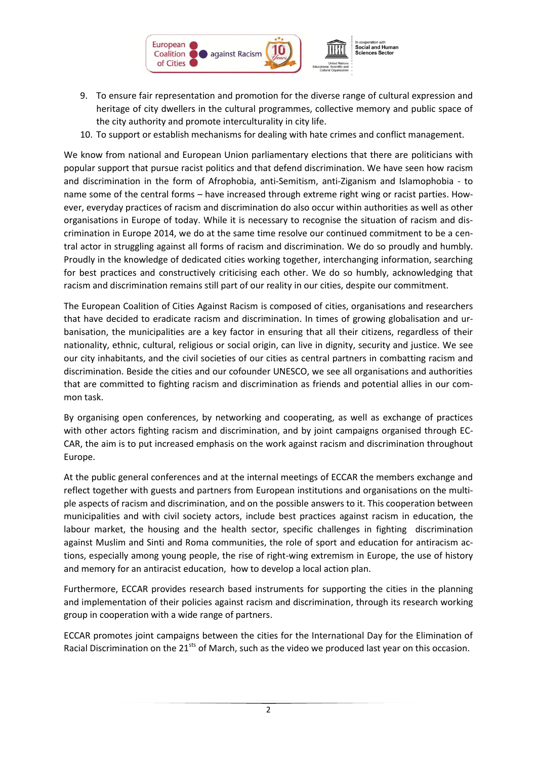9. To ensure fair representation and promotion for the diverse range of cultural expression and heritage of city dwellers in the cultural programmes, collective memory and public space of the city authority and promote interculturality in city life.
10. To support or establish mechanisms for dealing with hate crimes and conflict management.

We know from national and European Union parliamentary elections that there are politicians with popular support that pursue racist politics and that defend discrimination. We have seen how racism and discrimination in the form of Afrophobia, anti-Semitism, anti-Ziganism and Islamophobia - to name some of the central forms – have increased through extreme right wing or racist parties. However, everyday practices of racism and discrimination do also occur within authorities as well as other organisations in Europe of today. While it is necessary to recognise the situation of racism and discrimination in Europe 2014, we do at the same time resolve our continued commitment to be a central actor in struggling against all forms of racism and discrimination. We do so proudly and humbly. Proudly in the knowledge of dedicated cities working together, interchanging information, searching for best practices and constructively criticising each other. We do so humbly, acknowledging that racism and discrimination remains still part of our reality in our cities, despite our commitment.

The European Coalition of Cities Against Racism is composed of cities, organisations and researchers that have decided to eradicate racism and discrimination. In times of growing globalisation and urbanisation, the municipalities are a key factor in ensuring that all their citizens, regardless of their nationality, ethnic, cultural, religious or social origin, can live in dignity, security and justice. We see our city inhabitants, and the civil societies of our cities as central partners in combatting racism and discrimination. Beside the cities and our cofounder UNESCO, we see all organisations and authorities that are committed to fighting racism and discrimination as friends and potential allies in our common task.

By organising open conferences, by networking and cooperating, as well as exchange of practices with other actors fighting racism and discrimination, and by joint campaigns organised through ECCAR, the aim is to put increased emphasis on the work against racism and discrimination throughout Europe.

At the public general conferences and at the internal meetings of ECCAR the members exchange and reflect together with guests and partners from European institutions and organisations on the multiple aspects of racism and discrimination, and on the possible answers to it. This cooperation between municipalities and with civil society actors, include best practices against racism in education, the labour market, the housing and the health sector, specific challenges in fighting discrimination against Muslim and Sinti and Roma communities, the role of sport and education for antiracism actions, especially among young people, the rise of right-wing extremism in Europe, the use of history and memory for an antiracist education, how to develop a local action plan.

Furthermore, ECCAR provides research based instruments for supporting the cities in the planning and implementation of their policies against racism and discrimination, through its research working group in cooperation with a wide range of partners.

ECCAR promotes joint campaigns between the cities for the International Day for the Elimination of Racial Discrimination on the 21[sts] of March, such as the video we produced last year on this occasion.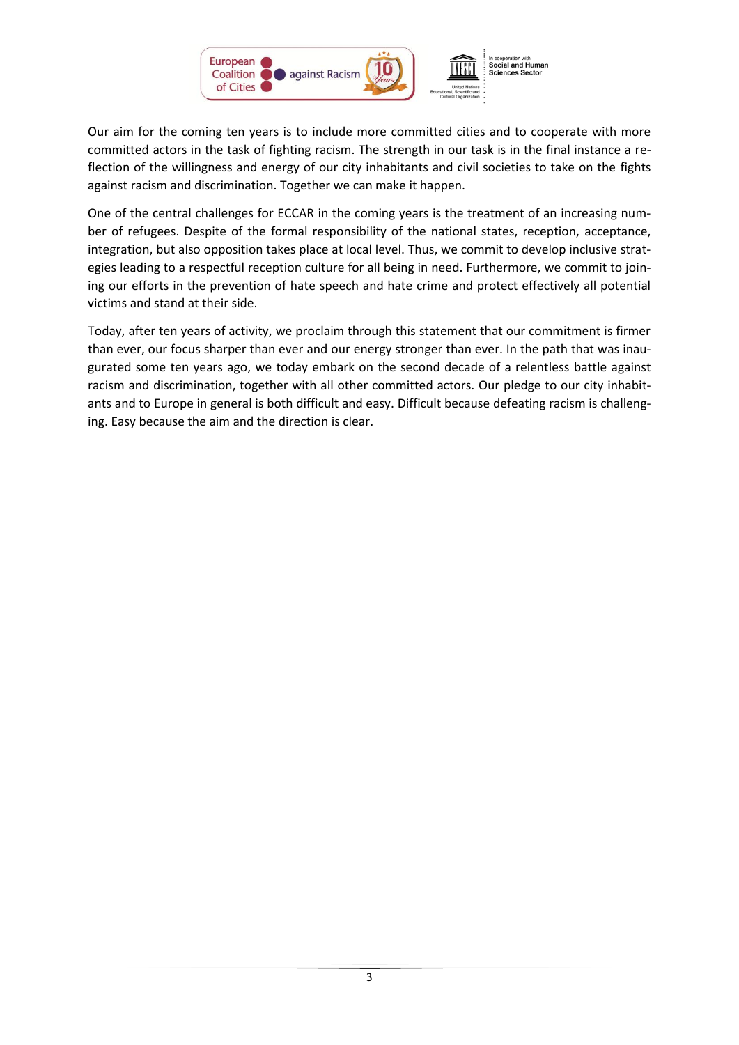Our aim for the coming ten years is to include more committed cities and to cooperate with more committed actors in the task of fighting racism. The strength in our task is in the final instance a reflection of the willingness and energy of our city inhabitants and civil societies to take on the fights against racism and discrimination. Together we can make it happen.

One of the central challenges for ECCAR in the coming years is the treatment of an increasing number of refugees. Despite of the formal responsibility of the national states, reception, acceptance, integration, but also opposition takes place at local level. Thus, we commit to develop inclusive strategies leading to a respectful reception culture for all being in need. Furthermore, we commit to joining our efforts in the prevention of hate speech and hate crime and protect effectively all potential victims and stand at their side.

Today, after ten years of activity, we proclaim through this statement that our commitment is firmer than ever, our focus sharper than ever and our energy stronger than ever. In the path that was inaugurated some ten years ago, we today embark on the second decade of a relentless battle against racism and discrimination, together with all other committed actors. Our pledge to our city inhabitants and to Europe in general is both difficult and easy. Difficult because defeating racism is challenging. Easy because the aim and the direction is clear.